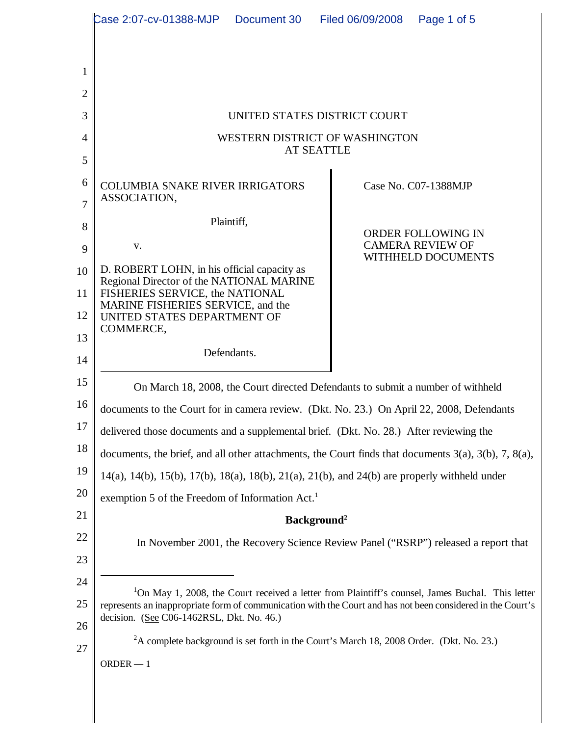UNITED STATES DISTRICT COURT

WESTERN DISTRICT OF WASHINGTON
AT SEATTLE

COLUMBIA SNAKE RIVER IRRIGATORS ASSOCIATION,

Plaintiff,

v.

D. ROBERT LOHN, in his official capacity as Regional Director of the NATIONAL MARINE FISHERIES SERVICE, the NATIONAL MARINE FISHERIES SERVICE, and the UNITED STATES DEPARTMENT OF COMMERCE,

Defendants.

Case No. C07-1388MJP

ORDER FOLLOWING IN CAMERA REVIEW OF WITHHELD DOCUMENTS

On March 18, 2008, the Court directed Defendants to submit a number of withheld documents to the Court for in camera review. (Dkt. No. 23.) On April 22, 2008, Defendants delivered those documents and a supplemental brief. (Dkt. No. 28.) After reviewing the documents, the brief, and all other attachments, the Court finds that documents 3(a), 3(b), 7, 8(a), 14(a), 14(b), 15(b), 17(b), 18(a), 18(b), 21(a), 21(b), and 24(b) are properly withheld under exemption 5 of the Freedom of Information Act.[1]

**Background[2]**

In November 2001, the Recovery Science Review Panel ("RSRP") released a report that

---

[1]On May 1, 2008, the Court received a letter from Plaintiff's counsel, James Buchal. This letter represents an inappropriate form of communication with the Court and has not been considered in the Court's decision. (See C06-1462RSL, Dkt. No. 46.)

[2]A complete background is set forth in the Court's March 18, 2008 Order. (Dkt. No. 23.)

ORDER — 1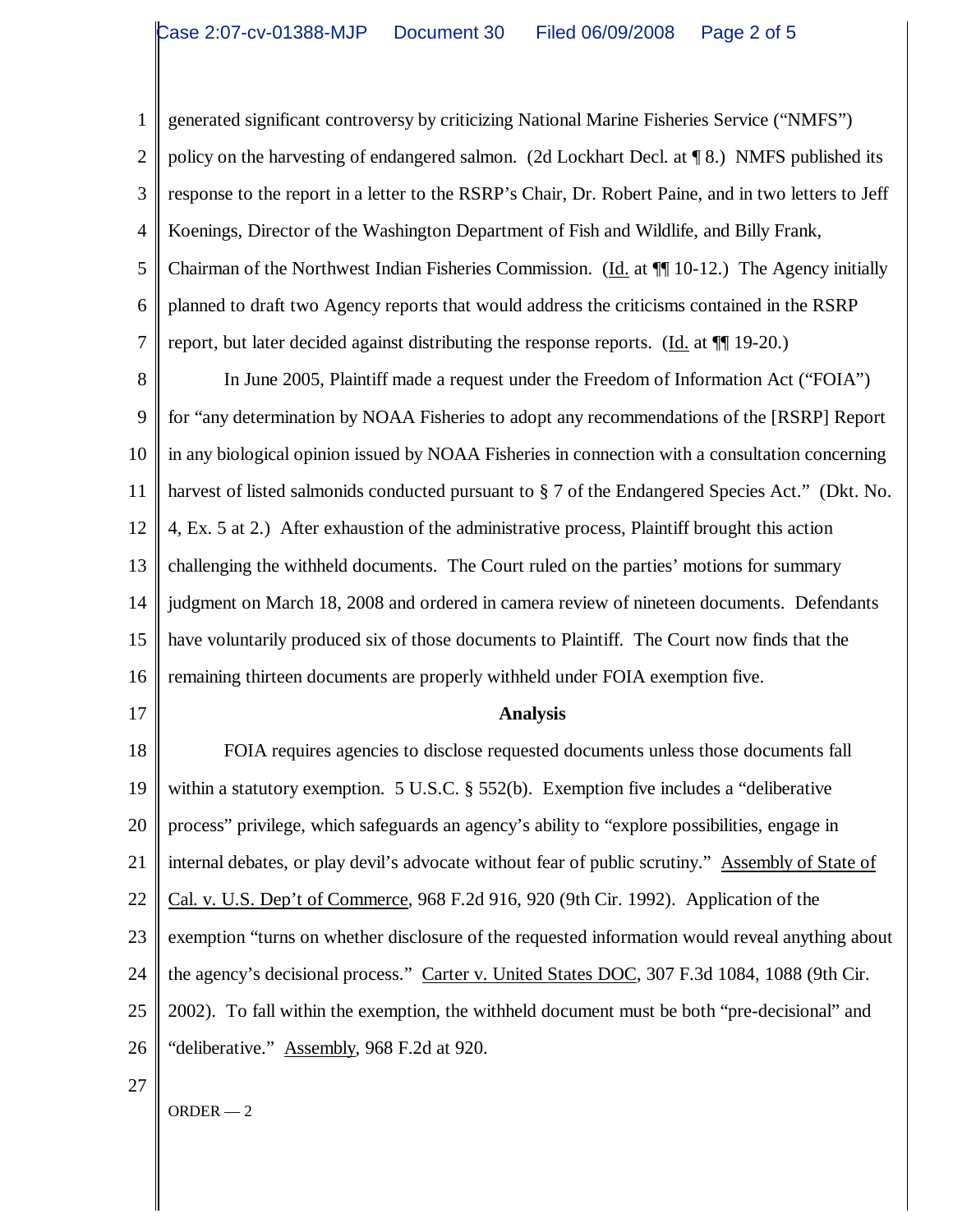generated significant controversy by criticizing National Marine Fisheries Service ("NMFS") policy on the harvesting of endangered salmon. (2d Lockhart Decl. at ¶ 8.) NMFS published its response to the report in a letter to the RSRP's Chair, Dr. Robert Paine, and in two letters to Jeff Koenings, Director of the Washington Department of Fish and Wildlife, and Billy Frank, Chairman of the Northwest Indian Fisheries Commission. (Id. at ¶¶ 10-12.) The Agency initially planned to draft two Agency reports that would address the criticisms contained in the RSRP report, but later decided against distributing the response reports. (Id. at ¶¶ 19-20.)

In June 2005, Plaintiff made a request under the Freedom of Information Act ("FOIA") for "any determination by NOAA Fisheries to adopt any recommendations of the [RSRP] Report in any biological opinion issued by NOAA Fisheries in connection with a consultation concerning harvest of listed salmonids conducted pursuant to § 7 of the Endangered Species Act." (Dkt. No. 4, Ex. 5 at 2.) After exhaustion of the administrative process, Plaintiff brought this action challenging the withheld documents. The Court ruled on the parties' motions for summary judgment on March 18, 2008 and ordered in camera review of nineteen documents. Defendants have voluntarily produced six of those documents to Plaintiff. The Court now finds that the remaining thirteen documents are properly withheld under FOIA exemption five.

**Analysis**

FOIA requires agencies to disclose requested documents unless those documents fall within a statutory exemption. 5 U.S.C. § 552(b). Exemption five includes a "deliberative process" privilege, which safeguards an agency's ability to "explore possibilities, engage in internal debates, or play devil's advocate without fear of public scrutiny." Assembly of State of Cal. v. U.S. Dep't of Commerce, 968 F.2d 916, 920 (9th Cir. 1992). Application of the exemption "turns on whether disclosure of the requested information would reveal anything about the agency's decisional process." Carter v. United States DOC, 307 F.3d 1084, 1088 (9th Cir. 2002). To fall within the exemption, the withheld document must be both "pre-decisional" and "deliberative." Assembly, 968 F.2d at 920.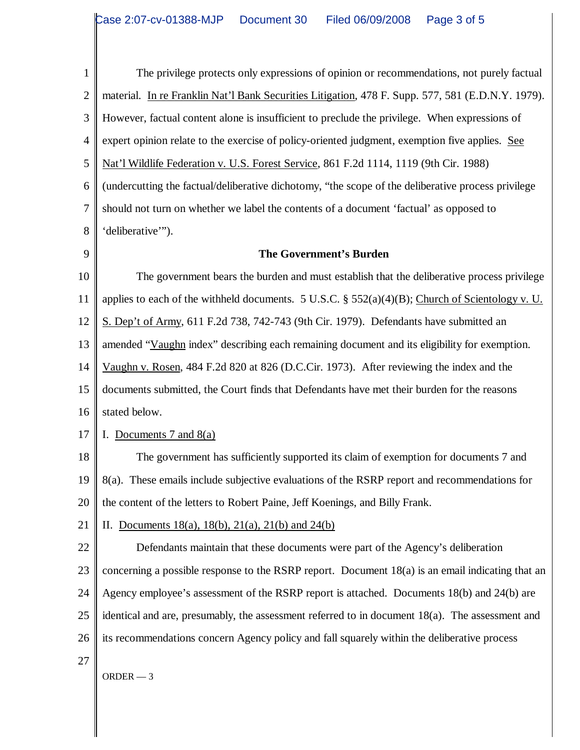The privilege protects only expressions of opinion or recommendations, not purely factual material. In re Franklin Nat'l Bank Securities Litigation, 478 F. Supp. 577, 581 (E.D.N.Y. 1979). However, factual content alone is insufficient to preclude the privilege. When expressions of expert opinion relate to the exercise of policy-oriented judgment, exemption five applies. See Nat'l Wildlife Federation v. U.S. Forest Service, 861 F.2d 1114, 1119 (9th Cir. 1988) (undercutting the factual/deliberative dichotomy, "the scope of the deliberative process privilege should not turn on whether we label the contents of a document 'factual' as opposed to 'deliberative'").

**The Government's Burden**

The government bears the burden and must establish that the deliberative process privilege applies to each of the withheld documents. 5 U.S.C. § 552(a)(4)(B); Church of Scientology v. U. S. Dep't of Army, 611 F.2d 738, 742-743 (9th Cir. 1979). Defendants have submitted an amended "Vaughn index" describing each remaining document and its eligibility for exemption. Vaughn v. Rosen, 484 F.2d 820 at 826 (D.C.Cir. 1973). After reviewing the index and the documents submitted, the Court finds that Defendants have met their burden for the reasons stated below.

I. Documents 7 and 8(a)

The government has sufficiently supported its claim of exemption for documents 7 and 8(a). These emails include subjective evaluations of the RSRP report and recommendations for the content of the letters to Robert Paine, Jeff Koenings, and Billy Frank.

II. Documents 18(a), 18(b), 21(a), 21(b) and 24(b)

Defendants maintain that these documents were part of the Agency's deliberation concerning a possible response to the RSRP report. Document 18(a) is an email indicating that an Agency employee's assessment of the RSRP report is attached. Documents 18(b) and 24(b) are identical and are, presumably, the assessment referred to in document 18(a). The assessment and its recommendations concern Agency policy and fall squarely within the deliberative process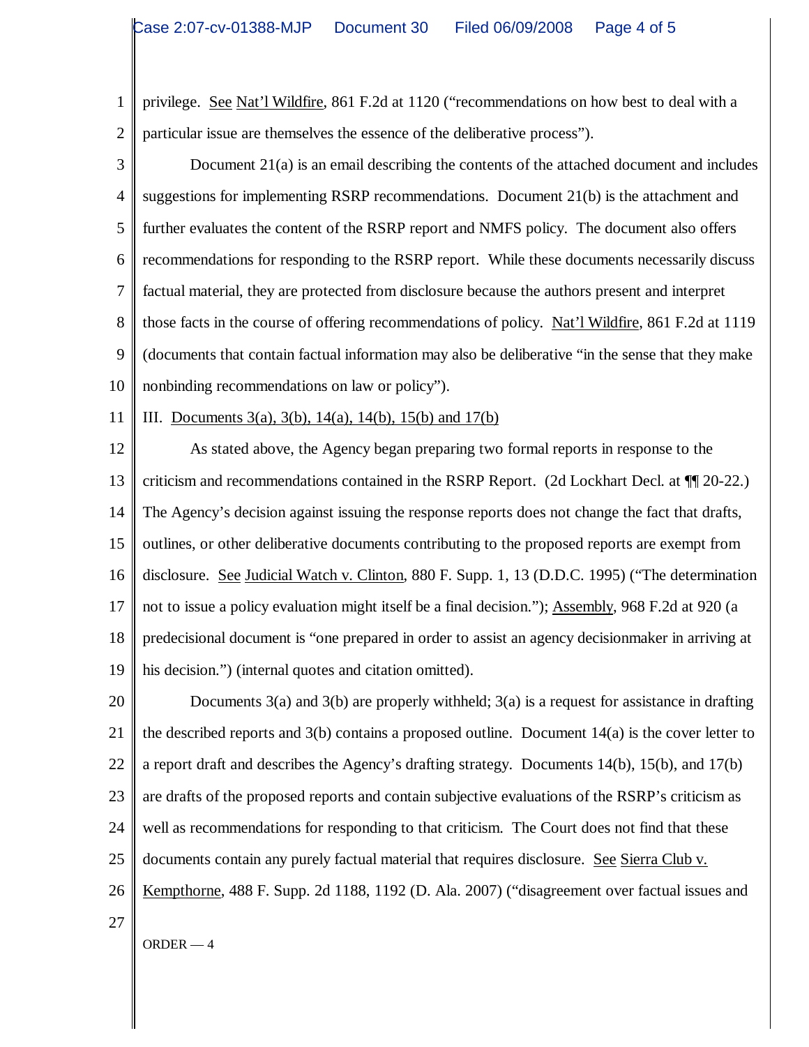privilege. See Nat'l Wildfire, 861 F.2d at 1120 ("recommendations on how best to deal with a particular issue are themselves the essence of the deliberative process").

Document 21(a) is an email describing the contents of the attached document and includes suggestions for implementing RSRP recommendations. Document 21(b) is the attachment and further evaluates the content of the RSRP report and NMFS policy. The document also offers recommendations for responding to the RSRP report. While these documents necessarily discuss factual material, they are protected from disclosure because the authors present and interpret those facts in the course of offering recommendations of policy. Nat'l Wildfire, 861 F.2d at 1119 (documents that contain factual information may also be deliberative "in the sense that they make nonbinding recommendations on law or policy").

III. Documents 3(a), 3(b), 14(a), 14(b), 15(b) and 17(b)

As stated above, the Agency began preparing two formal reports in response to the criticism and recommendations contained in the RSRP Report. (2d Lockhart Decl. at ¶¶ 20-22.) The Agency's decision against issuing the response reports does not change the fact that drafts, outlines, or other deliberative documents contributing to the proposed reports are exempt from disclosure. See Judicial Watch v. Clinton, 880 F. Supp. 1, 13 (D.D.C. 1995) ("The determination not to issue a policy evaluation might itself be a final decision."); Assembly, 968 F.2d at 920 (a predecisional document is "one prepared in order to assist an agency decisionmaker in arriving at his decision.") (internal quotes and citation omitted).

Documents 3(a) and 3(b) are properly withheld; 3(a) is a request for assistance in drafting the described reports and 3(b) contains a proposed outline. Document 14(a) is the cover letter to a report draft and describes the Agency's drafting strategy. Documents 14(b), 15(b), and 17(b) are drafts of the proposed reports and contain subjective evaluations of the RSRP's criticism as well as recommendations for responding to that criticism. The Court does not find that these documents contain any purely factual material that requires disclosure. See Sierra Club v. Kempthorne, 488 F. Supp. 2d 1188, 1192 (D. Ala. 2007) ("disagreement over factual issues and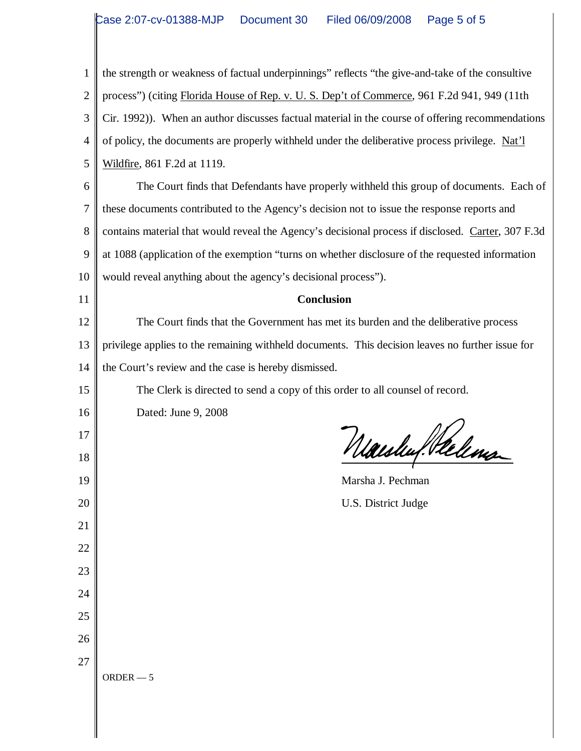the strength or weakness of factual underpinnings" reflects "the give-and-take of the consultive process") (citing Florida House of Rep. v. U. S. Dep't of Commerce, 961 F.2d 941, 949 (11th Cir. 1992)). When an author discusses factual material in the course of offering recommendations of policy, the documents are properly withheld under the deliberative process privilege. Nat'l Wildfire, 861 F.2d at 1119.

The Court finds that Defendants have properly withheld this group of documents. Each of these documents contributed to the Agency's decision not to issue the response reports and contains material that would reveal the Agency's decisional process if disclosed. Carter, 307 F.3d at 1088 (application of the exemption "turns on whether disclosure of the requested information would reveal anything about the agency's decisional process").

**Conclusion**

The Court finds that the Government has met its burden and the deliberative process privilege applies to the remaining withheld documents. This decision leaves no further issue for the Court's review and the case is hereby dismissed.

The Clerk is directed to send a copy of this order to all counsel of record.

Dated: June 9, 2008

Marsha J. Pechman
U.S. District Judge

ORDER — 5